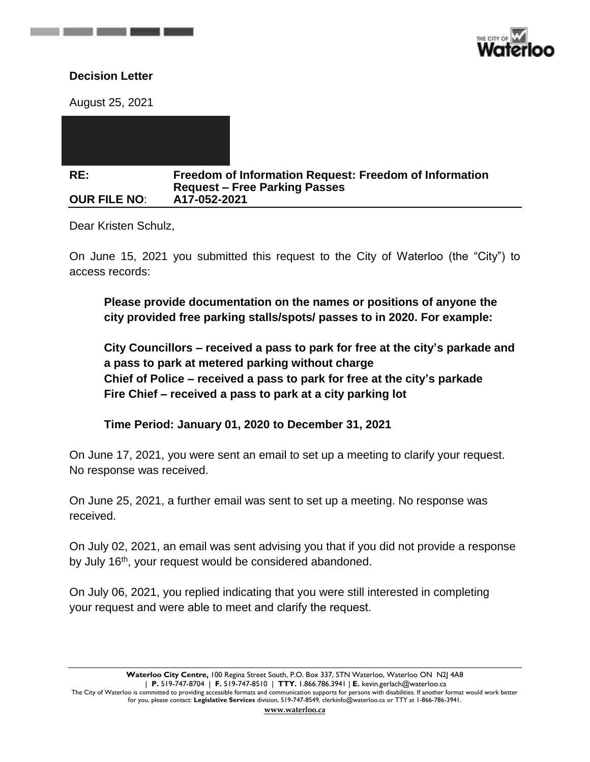**Decision Letter**

August 25, 2021

| | |
|---|---|
| **RE:** | **Freedom of Information Request: Freedom of Information Request – Free Parking Passes** |
| **OUR FILE NO**: | **A17-052-2021** |

Dear Kristen Schulz,

On June 15, 2021 you submitted this request to the City of Waterloo (the "City") to access records:

> **Please provide documentation on the names or positions of anyone the city provided free parking stalls/spots/ passes to in 2020. For example:**
>
> **City Councillors – received a pass to park for free at the city's parkade and a pass to park at metered parking without charge**
> **Chief of Police – received a pass to park for free at the city's parkade**
> **Fire Chief – received a pass to park at a city parking lot**
>
> **Time Period: January 01, 2020 to December 31, 2021**

On June 17, 2021, you were sent an email to set up a meeting to clarify your request. No response was received.

On June 25, 2021, a further email was sent to set up a meeting. No response was received.

On July 02, 2021, an email was sent advising you that if you did not provide a response by July 16th, your request would be considered abandoned.

On July 06, 2021, you replied indicating that you were still interested in completing your request and were able to meet and clarify the request.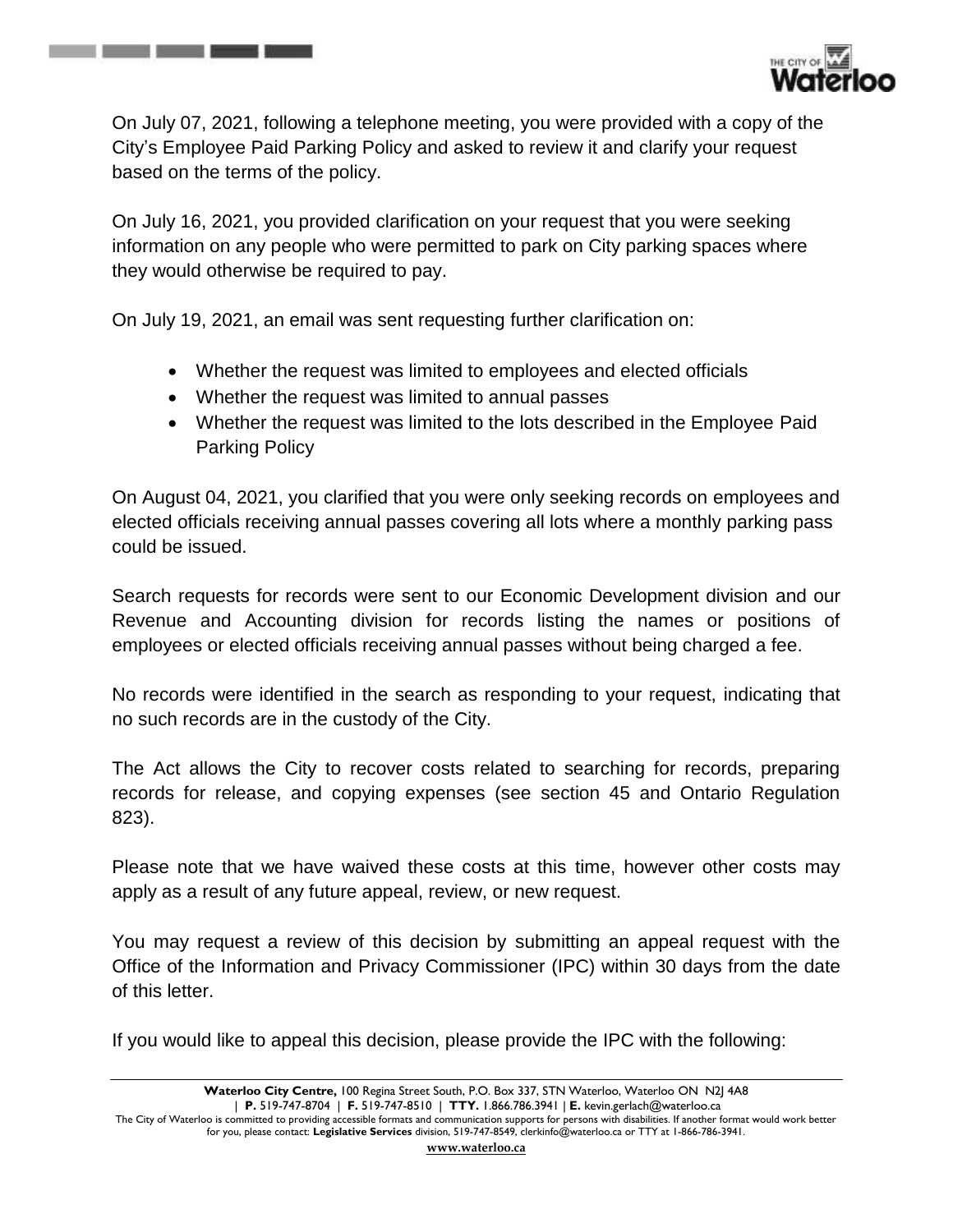On July 07, 2021, following a telephone meeting, you were provided with a copy of the City's Employee Paid Parking Policy and asked to review it and clarify your request based on the terms of the policy.

On July 16, 2021, you provided clarification on your request that you were seeking information on any people who were permitted to park on City parking spaces where they would otherwise be required to pay.

On July 19, 2021, an email was sent requesting further clarification on:

- Whether the request was limited to employees and elected officials
- Whether the request was limited to annual passes
- Whether the request was limited to the lots described in the Employee Paid Parking Policy

On August 04, 2021, you clarified that you were only seeking records on employees and elected officials receiving annual passes covering all lots where a monthly parking pass could be issued.

Search requests for records were sent to our Economic Development division and our Revenue and Accounting division for records listing the names or positions of employees or elected officials receiving annual passes without being charged a fee.

No records were identified in the search as responding to your request, indicating that no such records are in the custody of the City.

The Act allows the City to recover costs related to searching for records, preparing records for release, and copying expenses (see section 45 and Ontario Regulation 823).

Please note that we have waived these costs at this time, however other costs may apply as a result of any future appeal, review, or new request.

You may request a review of this decision by submitting an appeal request with the Office of the Information and Privacy Commissioner (IPC) within 30 days from the date of this letter.

If you would like to appeal this decision, please provide the IPC with the following: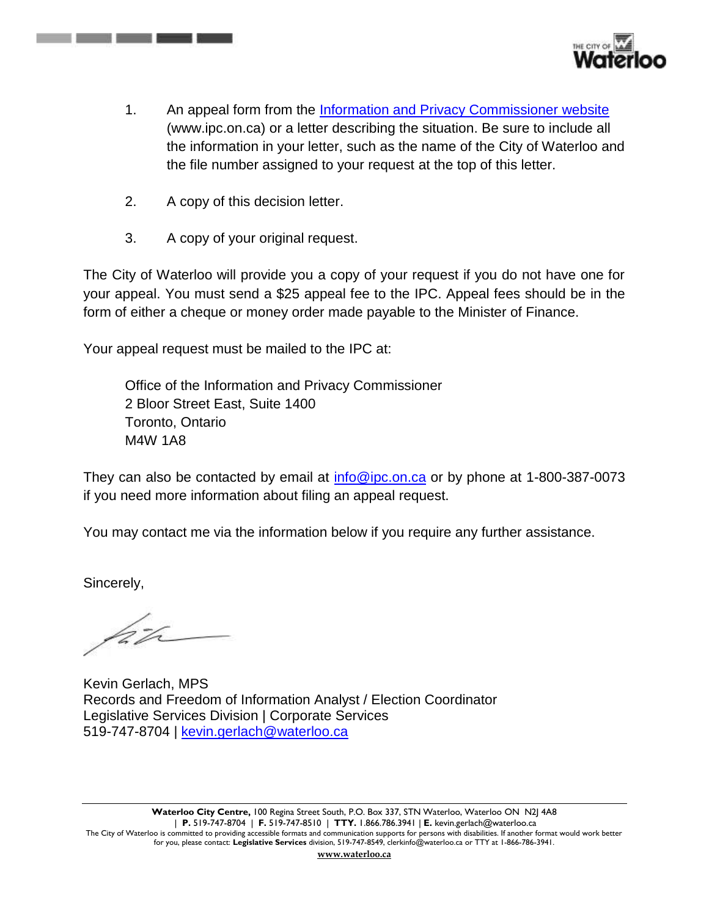1. An appeal form from the [Information and Privacy Commissioner website](www.ipc.on.ca) (www.ipc.on.ca) or a letter describing the situation. Be sure to include all the information in your letter, such as the name of the City of Waterloo and the file number assigned to your request at the top of this letter.

2. A copy of this decision letter.

3. A copy of your original request.

The City of Waterloo will provide you a copy of your request if you do not have one for your appeal. You must send a $25 appeal fee to the IPC. Appeal fees should be in the form of either a cheque or money order made payable to the Minister of Finance.

Your appeal request must be mailed to the IPC at:

Office of the Information and Privacy Commissioner
2 Bloor Street East, Suite 1400
Toronto, Ontario
M4W 1A8

They can also be contacted by email at info@ipc.on.ca or by phone at 1-800-387-0073 if you need more information about filing an appeal request.

You may contact me via the information below if you require any further assistance.

Sincerely,

Kevin Gerlach, MPS
Records and Freedom of Information Analyst / Election Coordinator
Legislative Services Division | Corporate Services
519-747-8704 | kevin.gerlach@waterloo.ca

**Waterloo City Centre,** 100 Regina Street South, P.O. Box 337, STN Waterloo, Waterloo ON N2J 4A8
| **P.** 519-747-8704 | **F.** 519-747-8510 | **TTY.** 1.866.786.3941 | **E.** kevin.gerlach@waterloo.ca
The City of Waterloo is committed to providing accessible formats and communication supports for persons with disabilities. If another format would work better for you, please contact: **Legislative Services** division, 519-747-8549, clerkinfo@waterloo.ca or TTY at 1-866-786-3941.
www.waterloo.ca